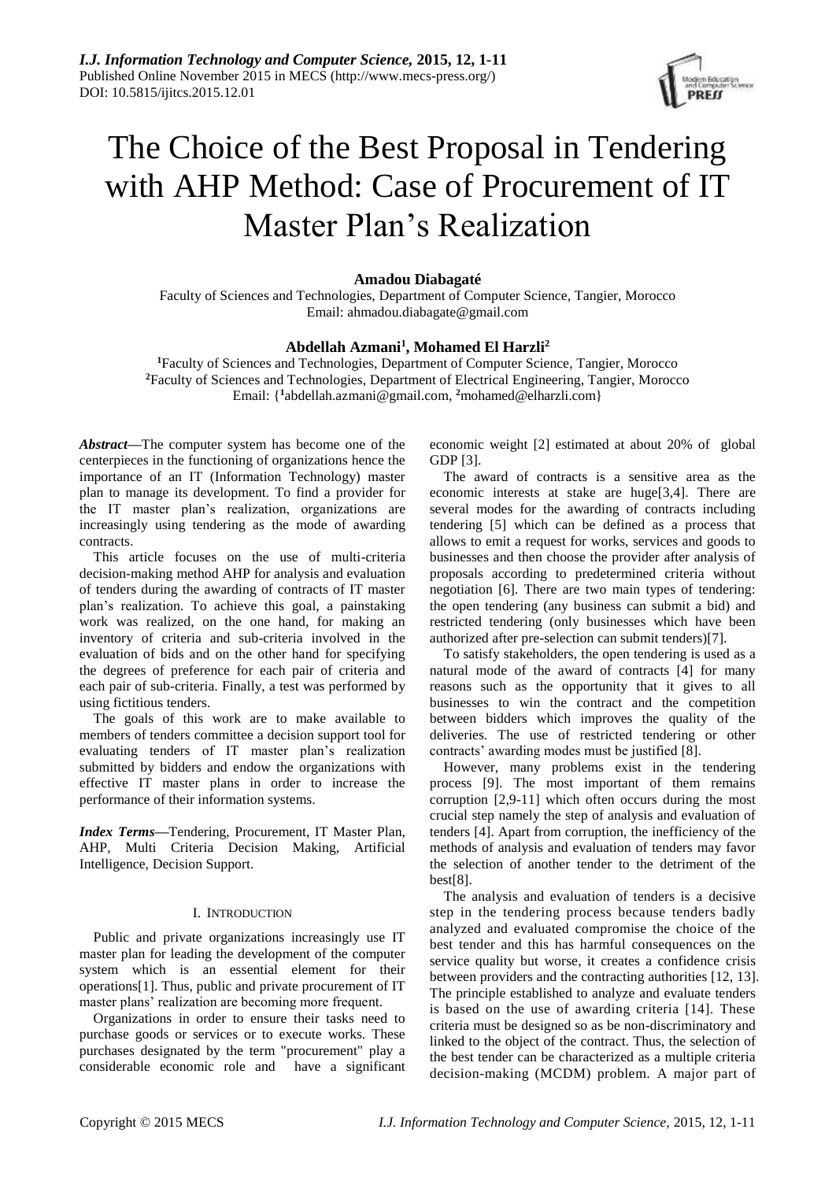# The Choice of the Best Proposal in Tendering with AHP Method: Case of Procurement of IT Master Plan's Realization

**Amadou Diabagaté**

Faculty of Sciences and Technologies, Department of Computer Science, Tangier, Morocco
Email: ahmadou.diabagate@gmail.com

**Abdellah Azmani[1], Mohamed El Harzli[2]**

[1]Faculty of Sciences and Technologies, Department of Computer Science, Tangier, Morocco
[2]Faculty of Sciences and Technologies, Department of Electrical Engineering, Tangier, Morocco
Email: {[1]abdellah.azmani@gmail.com, [2]mohamed@elharzli.com}

***Abstract*—**The computer system has become one of the centerpieces in the functioning of organizations hence the importance of an IT (Information Technology) master plan to manage its development. To find a provider for the IT master plan's realization, organizations are increasingly using tendering as the mode of awarding contracts.

This article focuses on the use of multi-criteria decision-making method AHP for analysis and evaluation of tenders during the awarding of contracts of IT master plan's realization. To achieve this goal, a painstaking work was realized, on the one hand, for making an inventory of criteria and sub-criteria involved in the evaluation of bids and on the other hand for specifying the degrees of preference for each pair of criteria and each pair of sub-criteria. Finally, a test was performed by using fictitious tenders.

The goals of this work are to make available to members of tenders committee a decision support tool for evaluating tenders of IT master plan's realization submitted by bidders and endow the organizations with effective IT master plans in order to increase the performance of their information systems.

***Index Terms*—**Tendering, Procurement, IT Master Plan, AHP, Multi Criteria Decision Making, Artificial Intelligence, Decision Support.

## I. Introduction

Public and private organizations increasingly use IT master plan for leading the development of the computer system which is an essential element for their operations[1]. Thus, public and private procurement of IT master plans' realization are becoming more frequent.

Organizations in order to ensure their tasks need to purchase goods or services or to execute works. These purchases designated by the term "procurement" play a considerable economic role and have a significant economic weight [2] estimated at about 20% of global GDP [3].

The award of contracts is a sensitive area as the economic interests at stake are huge[3,4]. There are several modes for the awarding of contracts including tendering [5] which can be defined as a process that allows to emit a request for works, services and goods to businesses and then choose the provider after analysis of proposals according to predetermined criteria without negotiation [6]. There are two main types of tendering: the open tendering (any business can submit a bid) and restricted tendering (only businesses which have been authorized after pre-selection can submit tenders)[7].

To satisfy stakeholders, the open tendering is used as a natural mode of the award of contracts [4] for many reasons such as the opportunity that it gives to all businesses to win the contract and the competition between bidders which improves the quality of the deliveries. The use of restricted tendering or other contracts' awarding modes must be justified [8].

However, many problems exist in the tendering process [9]. The most important of them remains corruption [2,9-11] which often occurs during the most crucial step namely the step of analysis and evaluation of tenders [4]. Apart from corruption, the inefficiency of the methods of analysis and evaluation of tenders may favor the selection of another tender to the detriment of the best[8].

The analysis and evaluation of tenders is a decisive step in the tendering process because tenders badly analyzed and evaluated compromise the choice of the best tender and this has harmful consequences on the service quality but worse, it creates a confidence crisis between providers and the contracting authorities [12, 13]. The principle established to analyze and evaluate tenders is based on the use of awarding criteria [14]. These criteria must be designed so as be non-discriminatory and linked to the object of the contract. Thus, the selection of the best tender can be characterized as a multiple criteria decision-making (MCDM) problem. A major part of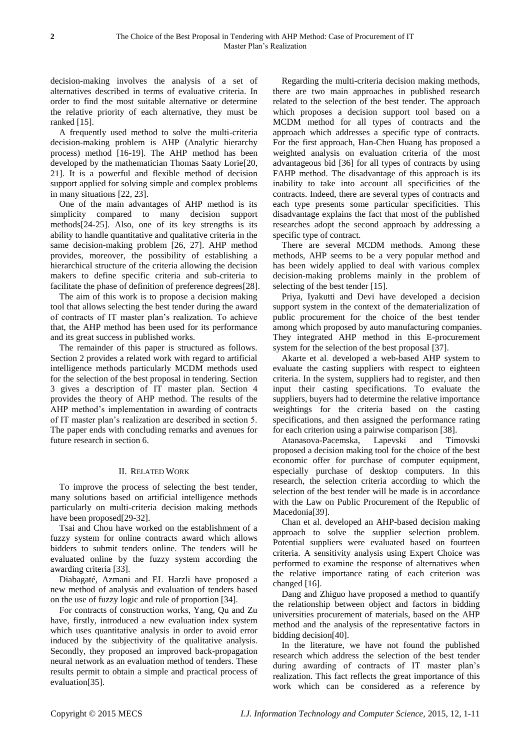decision-making involves the analysis of a set of alternatives described in terms of evaluative criteria. In order to find the most suitable alternative or determine the relative priority of each alternative, they must be ranked [15].

A frequently used method to solve the multi-criteria decision-making problem is AHP (Analytic hierarchy process) method [16-19]. The AHP method has been developed by the mathematician Thomas Saaty Lorie[20, 21]. It is a powerful and flexible method of decision support applied for solving simple and complex problems in many situations [22, 23].

One of the main advantages of AHP method is its simplicity compared to many decision support methods[24-25]. Also, one of its key strengths is its ability to handle quantitative and qualitative criteria in the same decision-making problem [26, 27]. AHP method provides, moreover, the possibility of establishing a hierarchical structure of the criteria allowing the decision makers to define specific criteria and sub-criteria to facilitate the phase of definition of preference degrees[28].

The aim of this work is to propose a decision making tool that allows selecting the best tender during the award of contracts of IT master plan's realization. To achieve that, the AHP method has been used for its performance and its great success in published works.

The remainder of this paper is structured as follows. Section 2 provides a related work with regard to artificial intelligence methods particularly MCDM methods used for the selection of the best proposal in tendering. Section 3 gives a description of IT master plan. Section 4 provides the theory of AHP method. The results of the AHP method's implementation in awarding of contracts of IT master plan's realization are described in section 5. The paper ends with concluding remarks and avenues for future research in section 6.

## II. Related Work

To improve the process of selecting the best tender, many solutions based on artificial intelligence methods particularly on multi-criteria decision making methods have been proposed[29-32].

Tsai and Chou have worked on the establishment of a fuzzy system for online contracts award which allows bidders to submit tenders online. The tenders will be evaluated online by the fuzzy system according the awarding criteria [33].

Diabagaté, Azmani and EL Harzli have proposed a new method of analysis and evaluation of tenders based on the use of fuzzy logic and rule of proportion [34].

For contracts of construction works, Yang, Qu and Zu have, firstly, introduced a new evaluation index system which uses quantitative analysis in order to avoid error induced by the subjectivity of the qualitative analysis. Secondly, they proposed an improved back-propagation neural network as an evaluation method of tenders. These results permit to obtain a simple and practical process of evaluation[35].

Regarding the multi-criteria decision making methods, there are two main approaches in published research related to the selection of the best tender. The approach which proposes a decision support tool based on a MCDM method for all types of contracts and the approach which addresses a specific type of contracts. For the first approach, Han-Chen Huang has proposed a weighted analysis on evaluation criteria of the most advantageous bid [36] for all types of contracts by using FAHP method. The disadvantage of this approach is its inability to take into account all specificities of the contracts. Indeed, there are several types of contracts and each type presents some particular specificities. This disadvantage explains the fact that most of the published researches adopt the second approach by addressing a specific type of contract.

There are several MCDM methods. Among these methods, AHP seems to be a very popular method and has been widely applied to deal with various complex decision-making problems mainly in the problem of selecting of the best tender [15].

Priya, Iyakutti and Devi have developed a decision support system in the context of the dematerialization of public procurement for the choice of the best tender among which proposed by auto manufacturing companies. They integrated AHP method in this E-procurement system for the selection of the best proposal [37].

Akarte et al. developed a web-based AHP system to evaluate the casting suppliers with respect to eighteen criteria. In the system, suppliers had to register, and then input their casting specifications. To evaluate the suppliers, buyers had to determine the relative importance weightings for the criteria based on the casting specifications, and then assigned the performance rating for each criterion using a pairwise comparison [38].

Atanasova-Pacemska, Lapevski and Timovski proposed a decision making tool for the choice of the best economic offer for purchase of computer equipment, especially purchase of desktop computers. In this research, the selection criteria according to which the selection of the best tender will be made is in accordance with the Law on Public Procurement of the Republic of Macedonia[39].

Chan et al. developed an AHP-based decision making approach to solve the supplier selection problem. Potential suppliers were evaluated based on fourteen criteria. A sensitivity analysis using Expert Choice was performed to examine the response of alternatives when the relative importance rating of each criterion was changed [16].

Dang and Zhiguo have proposed a method to quantify the relationship between object and factors in bidding universities procurement of materials, based on the AHP method and the analysis of the representative factors in bidding decision[40].

In the literature, we have not found the published research which address the selection of the best tender during awarding of contracts of IT master plan's realization. This fact reflects the great importance of this work which can be considered as a reference by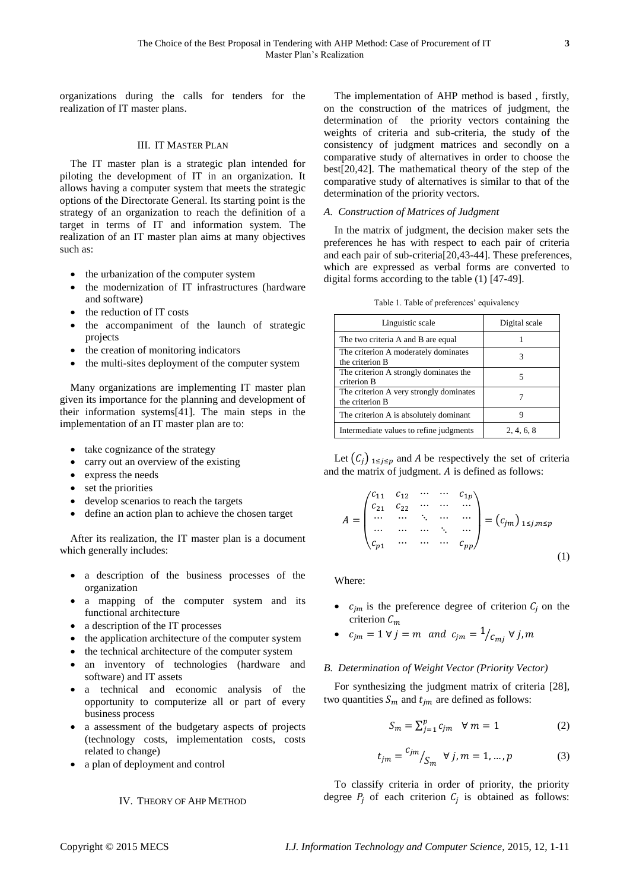organizations during the calls for tenders for the realization of IT master plans.

## III. IT Master Plan

The IT master plan is a strategic plan intended for piloting the development of IT in an organization. It allows having a computer system that meets the strategic options of the Directorate General. Its starting point is the strategy of an organization to reach the definition of a target in terms of IT and information system. The realization of an IT master plan aims at many objectives such as:

- the urbanization of the computer system
- the modernization of IT infrastructures (hardware and software)
- the reduction of IT costs
- the accompaniment of the launch of strategic projects
- the creation of monitoring indicators
- the multi-sites deployment of the computer system

Many organizations are implementing IT master plan given its importance for the planning and development of their information systems[41]. The main steps in the implementation of an IT master plan are to:

- take cognizance of the strategy
- carry out an overview of the existing
- express the needs
- set the priorities
- develop scenarios to reach the targets
- define an action plan to achieve the chosen target

After its realization, the IT master plan is a document which generally includes:

- a description of the business processes of the organization
- a mapping of the computer system and its functional architecture
- a description of the IT processes
- the application architecture of the computer system
- the technical architecture of the computer system
- an inventory of technologies (hardware and software) and IT assets
- a technical and economic analysis of the opportunity to computerize all or part of every business process
- a assessment of the budgetary aspects of projects (technology costs, implementation costs, costs related to change)
- a plan of deployment and control

## IV. Theory of AHP Method

The implementation of AHP method is based , firstly, on the construction of the matrices of judgment, the determination of the priority vectors containing the weights of criteria and sub-criteria, the study of the consistency of judgment matrices and secondly on a comparative study of alternatives in order to choose the best[20,42]. The mathematical theory of the step of the comparative study of alternatives is similar to that of the determination of the priority vectors.

### A. Construction of Matrices of Judgment

In the matrix of judgment, the decision maker sets the preferences he has with respect to each pair of criteria and each pair of sub-criteria[20,43-44]. These preferences, which are expressed as verbal forms are converted to digital forms according to the table (1) [47-49].

Table 1. Table of preferences' equivalency

| Linguistic scale | Digital scale |
|---|---|
| The two criteria A and B are equal | 1 |
| The criterion A moderately dominates the criterion B | 3 |
| The criterion A strongly dominates the criterion B | 5 |
| The criterion A very strongly dominates the criterion B | 7 |
| The criterion A is absolutely dominant | 9 |
| Intermediate values to refine judgments | 2, 4, 6, 8 |

Let $(C_j)_{1\leq j\leq p}$ and $A$ be respectively the set of criteria and the matrix of judgment. $A$ is defined as follows:

$$A = \begin{pmatrix} c_{11} & c_{12} & \cdots & \cdots & c_{1p} \\ c_{21} & c_{22} & \cdots & \cdots & \cdots \\ \cdots & \cdots & \ddots & \cdots & \cdots \\ \cdots & \cdots & \cdots & \ddots & \cdots \\ c_{p1} & \cdots & \cdots & \cdots & c_{pp} \end{pmatrix} = (c_{jm})_{1\leq j,m\leq p} \tag{1}$$

Where:

- $c_{jm}$ is the preference degree of criterion $C_j$ on the criterion $C_m$
- $c_{jm} = 1 \ \forall\, j = m \ \ and \ \ c_{jm} = {}^{1}/_{c_{mj}} \ \forall\, j, m$

### B. Determination of Weight Vector (Priority Vector)

For synthesizing the judgment matrix of criteria [28], two quantities $S_m$ and $t_{jm}$ are defined as follows:

$$S_m = \sum_{j=1}^{p} c_{jm} \quad \forall\, m = 1 \tag{2}$$

$$t_{jm} = {}^{c_{jm}}/_{S_m} \ \ \forall\, j, m = 1, \ldots, p \tag{3}$$

To classify criteria in order of priority, the priority degree $P_j$ of each criterion $C_j$ is obtained as follows: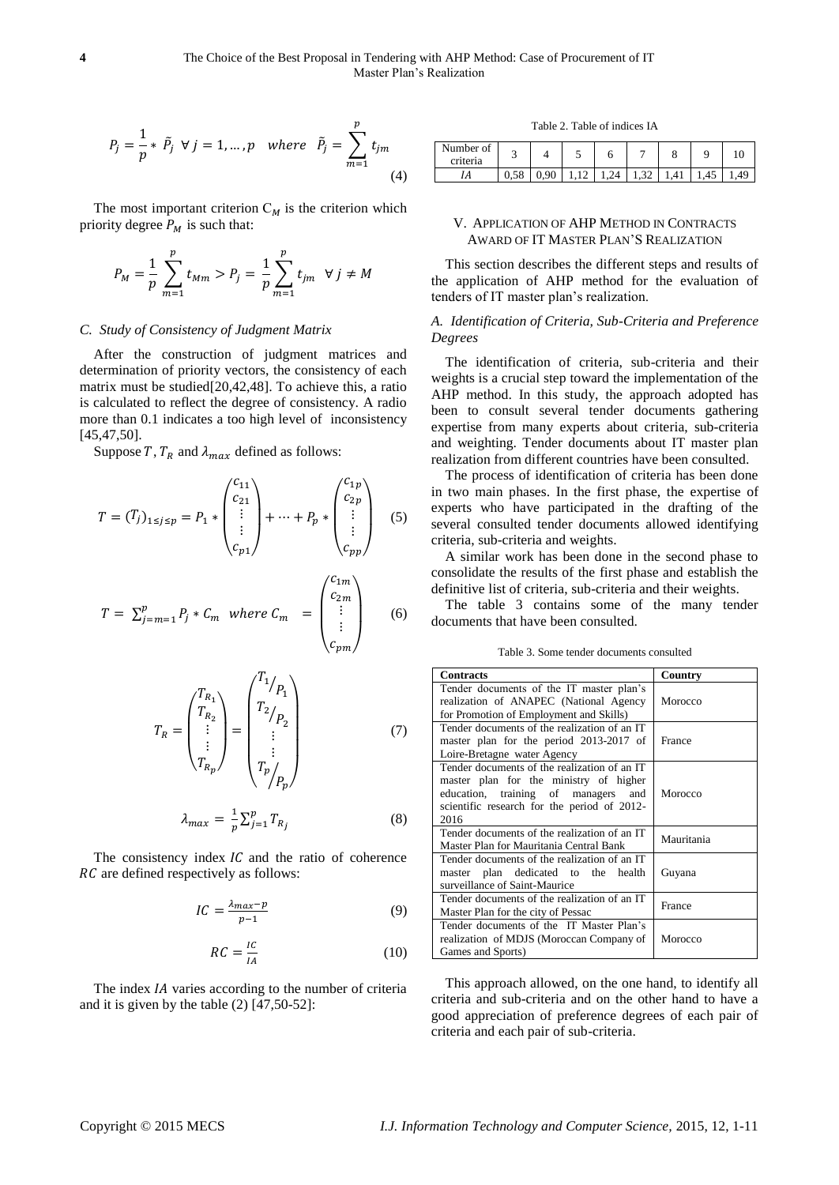$$P_j = \frac{1}{p} * \tilde{P}_j \ \forall j = 1, \dots, p \quad where \quad \tilde{P}_j = \sum_{m=1}^{p} t_{jm} \tag{4}$$

The most important criterion $C_M$ is the criterion which priority degree $P_M$ is such that:

$$P_M = \frac{1}{p}\sum_{m=1}^{p} t_{Mm} > P_j = \frac{1}{p}\sum_{m=1}^{p} t_{jm} \quad \forall j \neq M$$

### C. Study of Consistency of Judgment Matrix

After the construction of judgment matrices and determination of priority vectors, the consistency of each matrix must be studied[20,42,48]. To achieve this, a ratio is calculated to reflect the degree of consistency. A radio more than 0.1 indicates a too high level of inconsistency [45,47,50].

Suppose $T$, $T_R$ and $\lambda_{max}$ defined as follows:

$$T = (T_j)_{1 \le j \le p} = P_1 * \begin{pmatrix} c_{11} \\ c_{21} \\ \vdots \\ \vdots \\ c_{p1} \end{pmatrix} + \cdots + P_p * \begin{pmatrix} c_{1p} \\ c_{2p} \\ \vdots \\ \vdots \\ c_{pp} \end{pmatrix} \tag{5}$$

$$T = \sum_{j=m=1}^{p} P_j * C_m \quad where \ C_m = \begin{pmatrix} c_{1m} \\ c_{2m} \\ \vdots \\ \vdots \\ c_{pm} \end{pmatrix} \tag{6}$$

$$T_R = \begin{pmatrix} T_{R_1} \\ T_{R_2} \\ \vdots \\ \vdots \\ T_{R_p} \end{pmatrix} = \begin{pmatrix} T_1/P_1 \\ T_2/P_2 \\ \vdots \\ \vdots \\ T_p/P_p \end{pmatrix} \tag{7}$$

$$\lambda_{max} = \frac{1}{p}\sum_{j=1}^{p} T_{R_j} \tag{8}$$

The consistency index $IC$ and the ratio of coherence $RC$ are defined respectively as follows:

$$IC = \frac{\lambda_{max} - p}{p-1} \tag{9}$$

$$RC = \frac{IC}{IA} \tag{10}$$

The index $IA$ varies according to the number of criteria and it is given by the table (2) [47,50-52]:

Table 2. Table of indices IA

| Number of criteria | 3 | 4 | 5 | 6 | 7 | 8 | 9 | 10 |
|---|---|---|---|---|---|---|---|---|
| *IA* | 0,58 | 0,90 | 1,12 | 1,24 | 1,32 | 1,41 | 1,45 | 1,49 |

## V. Application of AHP Method in Contracts Award of IT Master Plan's Realization

This section describes the different steps and results of the application of AHP method for the evaluation of tenders of IT master plan's realization.

### A. Identification of Criteria, Sub-Criteria and Preference Degrees

The identification of criteria, sub-criteria and their weights is a crucial step toward the implementation of the AHP method. In this study, the approach adopted has been to consult several tender documents gathering expertise from many experts about criteria, sub-criteria and weighting. Tender documents about IT master plan realization from different countries have been consulted.

The process of identification of criteria has been done in two main phases. In the first phase, the expertise of experts who have participated in the drafting of the several consulted tender documents allowed identifying criteria, sub-criteria and weights.

A similar work has been done in the second phase to consolidate the results of the first phase and establish the definitive list of criteria, sub-criteria and their weights.

The table 3 contains some of the many tender documents that have been consulted.

Table 3. Some tender documents consulted

| **Contracts** | **Country** |
|---|---|
| Tender documents of the IT master plan's realization of ANAPEC (National Agency for Promotion of Employment and Skills) | Morocco |
| Tender documents of the realization of an IT master plan for the period 2013-2017 of Loire-Bretagne water Agency | France |
| Tender documents of the realization of an IT master plan for the ministry of higher education, training of managers and scientific research for the period of 2012-2016 | Morocco |
| Tender documents of the realization of an IT Master Plan for Mauritania Central Bank | Mauritania |
| Tender documents of the realization of an IT master plan dedicated to the health surveillance of Saint-Maurice | Guyana |
| Tender documents of the realization of an IT Master Plan for the city of Pessac | France |
| Tender documents of the IT Master Plan's realization of MDJS (Moroccan Company of Games and Sports) | Morocco |

This approach allowed, on the one hand, to identify all criteria and sub-criteria and on the other hand to have a good appreciation of preference degrees of each pair of criteria and each pair of sub-criteria.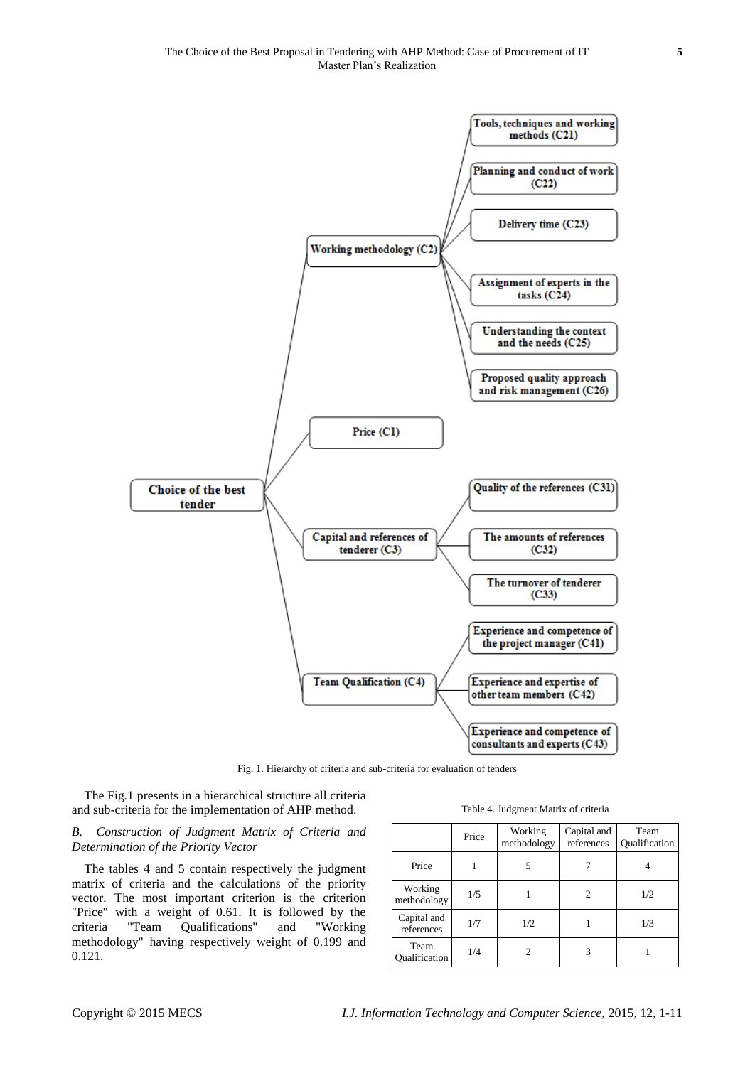Fig. 1. Hierarchy of criteria and sub-criteria for evaluation of tenders

The Fig.1 presents in a hierarchical structure all criteria and sub-criteria for the implementation of AHP method.

*B. Construction of Judgment Matrix of Criteria and Determination of the Priority Vector*

The tables 4 and 5 contain respectively the judgment matrix of criteria and the calculations of the priority vector. The most important criterion is the criterion "Price" with a weight of 0.61. It is followed by the criteria "Team Qualifications" and "Working methodology" having respectively weight of 0.199 and 0.121.

Table 4. Judgment Matrix of criteria

| | Price | Working methodology | Capital and references | Team Qualification |
|---|---|---|---|---|
| Price | 1 | 5 | 7 | 4 |
| Working methodology | 1/5 | 1 | 2 | 1/2 |
| Capital and references | 1/7 | 1/2 | 1 | 1/3 |
| Team Qualification | 1/4 | 2 | 3 | 1 |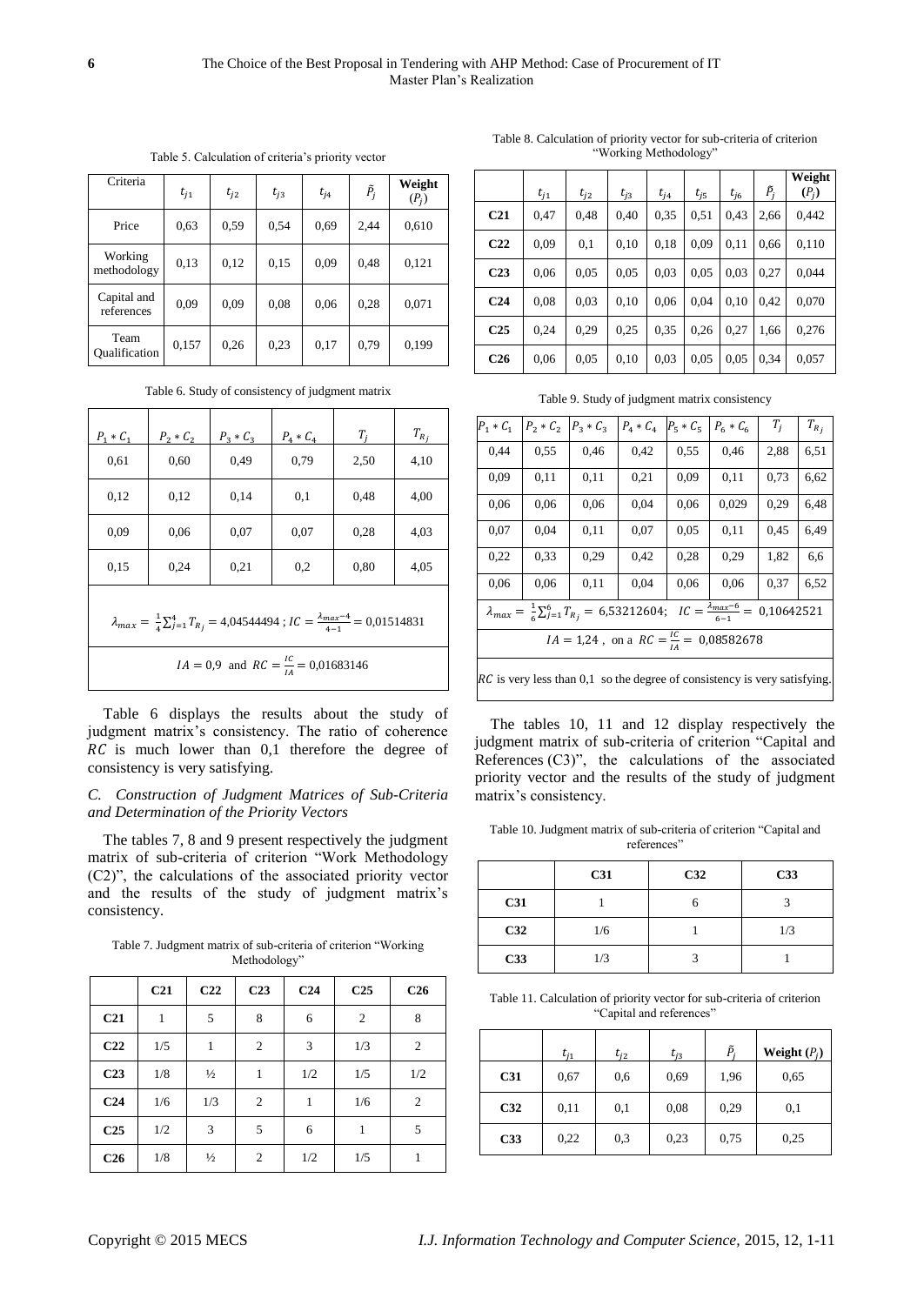Table 5. Calculation of criteria's priority vector

| Criteria | $t_{j1}$ | $t_{j2}$ | $t_{j3}$ | $t_{j4}$ | $\tilde{P}_j$ | Weight ($P_j$) |
|---|---|---|---|---|---|---|
| Price | 0,63 | 0,59 | 0,54 | 0,69 | 2,44 | 0,610 |
| Working methodology | 0,13 | 0,12 | 0,15 | 0,09 | 0,48 | 0,121 |
| Capital and references | 0,09 | 0,09 | 0,08 | 0,06 | 0,28 | 0,071 |
| Team Qualification | 0,157 | 0,26 | 0,23 | 0,17 | 0,79 | 0,199 |

Table 6. Study of consistency of judgment matrix

| $P_1 * C_1$ | $P_2 * C_2$ | $P_3 * C_3$ | $P_4 * C_4$ | $T_j$ | $T_{R_j}$ |
|---|---|---|---|---|---|
| 0,61 | 0,60 | 0,49 | 0,79 | 2,50 | 4,10 |
| 0,12 | 0,12 | 0,14 | 0,1 | 0,48 | 4,00 |
| 0,09 | 0,06 | 0,07 | 0,07 | 0,28 | 4,03 |
| 0,15 | 0,24 | 0,21 | 0,2 | 0,80 | 4,05 |
| $\lambda_{max} = \frac{1}{4}\sum_{j=1}^{4} T_{R_j} = 4{,}04544494$ ; $IC = \frac{\lambda_{max}-4}{4-1} = 0{,}01514831$ | | | | | |
| $IA = 0{,}9$ and $RC = \frac{IC}{IA} = 0{,}01683146$ | | | | | |

Table 6 displays the results about the study of judgment matrix's consistency. The ratio of coherence $RC$ is much lower than 0,1 therefore the degree of consistency is very satisfying.

*C. Construction of Judgment Matrices of Sub-Criteria and Determination of the Priority Vectors*

The tables 7, 8 and 9 present respectively the judgment matrix of sub-criteria of criterion "Work Methodology (C2)", the calculations of the associated priority vector and the results of the study of judgment matrix's consistency.

Table 7. Judgment matrix of sub-criteria of criterion "Working Methodology"

| | C21 | C22 | C23 | C24 | C25 | C26 |
|---|---|---|---|---|---|---|
| **C21** | 1 | 5 | 8 | 6 | 2 | 8 |
| **C22** | 1/5 | 1 | 2 | 3 | 1/3 | 2 |
| **C23** | 1/8 | ½ | 1 | 1/2 | 1/5 | 1/2 |
| **C24** | 1/6 | 1/3 | 2 | 1 | 1/6 | 2 |
| **C25** | 1/2 | 3 | 5 | 6 | 1 | 5 |
| **C26** | 1/8 | ½ | 2 | 1/2 | 1/5 | 1 |

Table 8. Calculation of priority vector for sub-criteria of criterion "Working Methodology"

| | $t_{j1}$ | $t_{j2}$ | $t_{j3}$ | $t_{j4}$ | $t_{j5}$ | $t_{j6}$ | $\tilde{P}_j$ | Weight ($P_j$) |
|---|---|---|---|---|---|---|---|---|
| **C21** | 0,47 | 0,48 | 0,40 | 0,35 | 0,51 | 0,43 | 2,66 | 0,442 |
| **C22** | 0,09 | 0,1 | 0,10 | 0,18 | 0,09 | 0,11 | 0,66 | 0,110 |
| **C23** | 0,06 | 0,05 | 0,05 | 0,03 | 0,05 | 0,03 | 0,27 | 0,044 |
| **C24** | 0,08 | 0,03 | 0,10 | 0,06 | 0,04 | 0,10 | 0,42 | 0,070 |
| **C25** | 0,24 | 0,29 | 0,25 | 0,35 | 0,26 | 0,27 | 1,66 | 0,276 |
| **C26** | 0,06 | 0,05 | 0,10 | 0,03 | 0,05 | 0,05 | 0,34 | 0,057 |

Table 9. Study of judgment matrix consistency

| $P_1 * C_1$ | $P_2 * C_2$ | $P_3 * C_3$ | $P_4 * C_4$ | $P_5 * C_5$ | $P_6 * C_6$ | $T_j$ | $T_{R_j}$ |
|---|---|---|---|---|---|---|---|
| 0,44 | 0,55 | 0,46 | 0,42 | 0,55 | 0,46 | 2,88 | 6,51 |
| 0,09 | 0,11 | 0,11 | 0,21 | 0,09 | 0,11 | 0,73 | 6,62 |
| 0,06 | 0,06 | 0,06 | 0,04 | 0,06 | 0,029 | 0,29 | 6,48 |
| 0,07 | 0,04 | 0,11 | 0,07 | 0,05 | 0,11 | 0,45 | 6,49 |
| 0,22 | 0,33 | 0,29 | 0,42 | 0,28 | 0,29 | 1,82 | 6,6 |
| 0,06 | 0,06 | 0,11 | 0,04 | 0,06 | 0,06 | 0,37 | 6,52 |
| $\lambda_{max} = \frac{1}{6}\sum_{j=1}^{6} T_{R_j} = 6{,}53212604$; $IC = \frac{\lambda_{max}-6}{6-1} = 0{,}10642521$ | | | | | | | |
| $IA = 1{,}24$ , on a $RC = \frac{IC}{IA} = 0{,}08582678$ | | | | | | | |
| $RC$ is very less than 0,1 so the degree of consistency is very satisfying. | | | | | | | |

The tables 10, 11 and 12 display respectively the judgment matrix of sub-criteria of criterion "Capital and References (C3)", the calculations of the associated priority vector and the results of the study of judgment matrix's consistency.

Table 10. Judgment matrix of sub-criteria of criterion "Capital and references"

| | C31 | C32 | C33 |
|---|---|---|---|
| **C31** | 1 | 6 | 3 |
| **C32** | 1/6 | 1 | 1/3 |
| **C33** | 1/3 | 3 | 1 |

Table 11. Calculation of priority vector for sub-criteria of criterion "Capital and references"

| | $t_{j1}$ | $t_{j2}$ | $t_{j3}$ | $\tilde{P}_j$ | Weight ($P_j$) |
|---|---|---|---|---|---|
| **C31** | 0,67 | 0,6 | 0,69 | 1,96 | 0,65 |
| **C32** | 0,11 | 0,1 | 0,08 | 0,29 | 0,1 |
| **C33** | 0,22 | 0,3 | 0,23 | 0,75 | 0,25 |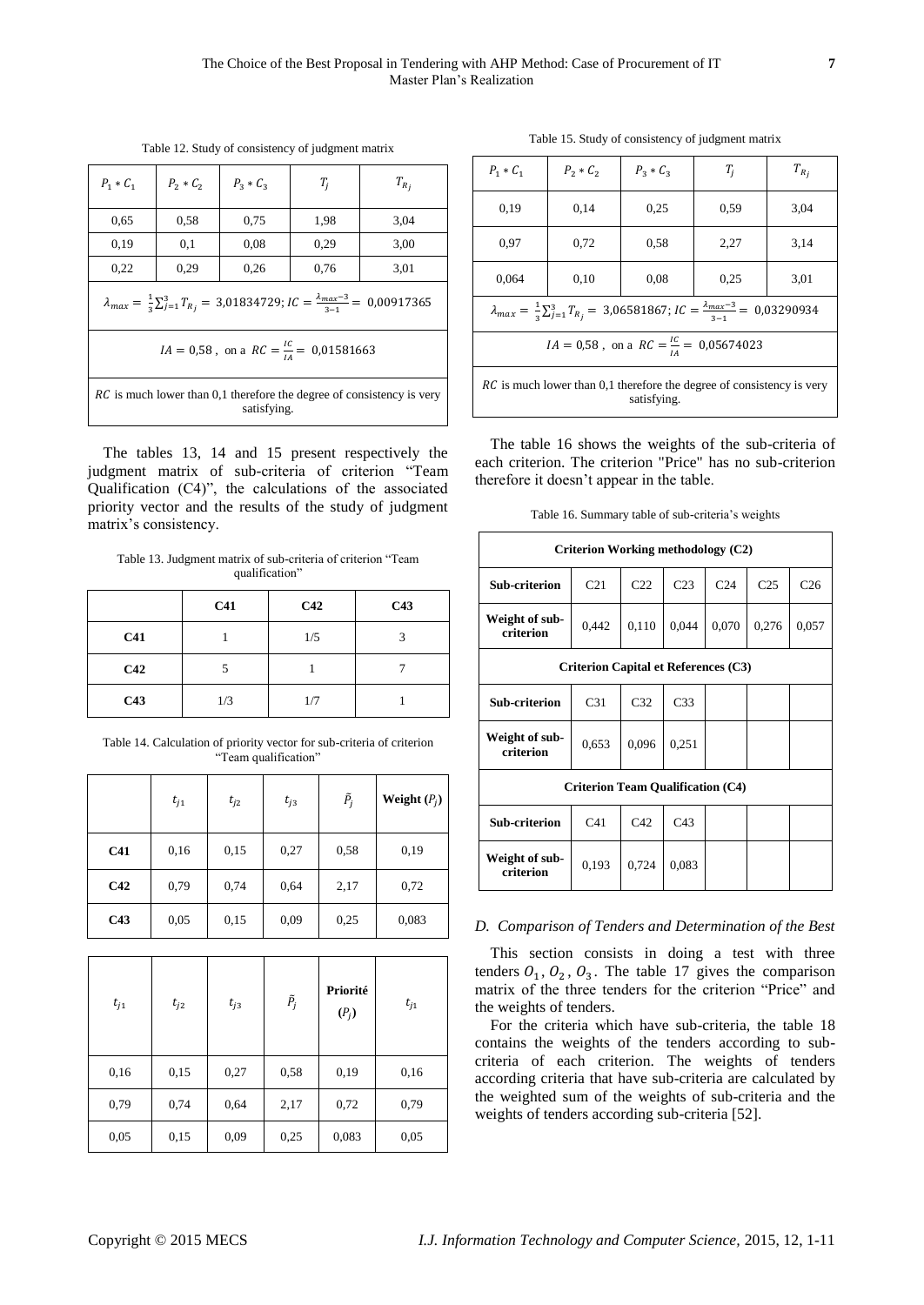Table 12. Study of consistency of judgment matrix

| $P_1 * C_1$ | $P_2 * C_2$ | $P_3 * C_3$ | $T_j$ | $T_{R_j}$ |
|---|---|---|---|---|
| 0,65 | 0,58 | 0,75 | 1,98 | 3,04 |
| 0,19 | 0,1 | 0,08 | 0,29 | 3,00 |
| 0,22 | 0,29 | 0,26 | 0,76 | 3,01 |
| $\lambda_{max} = \frac{1}{3}\sum_{j=1}^{3} T_{R_j} = 3{,}01834729; IC = \frac{\lambda_{max}-3}{3-1} = 0{,}00917365$ | | | | |
| $IA = 0{,}58$ , on a $RC = \frac{IC}{IA} = 0{,}01581663$ | | | | |
| $RC$ is much lower than 0,1 therefore the degree of consistency is very satisfying. | | | | |

The tables 13, 14 and 15 present respectively the judgment matrix of sub-criteria of criterion "Team Qualification (C4)", the calculations of the associated priority vector and the results of the study of judgment matrix's consistency.

Table 13. Judgment matrix of sub-criteria of criterion "Team qualification"

| | **C41** | **C42** | **C43** |
|---|---|---|---|
| **C41** | 1 | 1/5 | 3 |
| **C42** | 5 | 1 | 7 |
| **C43** | 1/3 | 1/7 | 1 |

Table 14. Calculation of priority vector for sub-criteria of criterion "Team qualification"

| | $t_{j1}$ | $t_{j2}$ | $t_{j3}$ | $\tilde{P}_j$ | **Weight ($P_j$)** |
|---|---|---|---|---|---|
| **C41** | 0,16 | 0,15 | 0,27 | 0,58 | 0,19 |
| **C42** | 0,79 | 0,74 | 0,64 | 2,17 | 0,72 |
| **C43** | 0,05 | 0,15 | 0,09 | 0,25 | 0,083 |

| $t_{j1}$ | $t_{j2}$ | $t_{j3}$ | $\tilde{P}_j$ | **Priorité ($P_j$)** | $t_{j1}$ |
|---|---|---|---|---|---|
| 0,16 | 0,15 | 0,27 | 0,58 | 0,19 | 0,16 |
| 0,79 | 0,74 | 0,64 | 2,17 | 0,72 | 0,79 |
| 0,05 | 0,15 | 0,09 | 0,25 | 0,083 | 0,05 |

Table 15. Study of consistency of judgment matrix

| $P_1 * C_1$ | $P_2 * C_2$ | $P_3 * C_3$ | $T_j$ | $T_{R_j}$ |
|---|---|---|---|---|
| 0,19 | 0,14 | 0,25 | 0,59 | 3,04 |
| 0,97 | 0,72 | 0,58 | 2,27 | 3,14 |
| 0,064 | 0,10 | 0,08 | 0,25 | 3,01 |
| $\lambda_{max} = \frac{1}{3}\sum_{j=1}^{3} T_{R_j} = 3{,}06581867; IC = \frac{\lambda_{max}-3}{3-1} = 0{,}03290934$ | | | | |
| $IA = 0{,}58$ , on a $RC = \frac{IC}{IA} = 0{,}05674023$ | | | | |
| $RC$ is much lower than 0,1 therefore the degree of consistency is very satisfying. | | | | |

The table 16 shows the weights of the sub-criteria of each criterion. The criterion "Price" has no sub-criterion therefore it doesn't appear in the table.

Table 16. Summary table of sub-criteria's weights

| **Criterion Working methodology (C2)** | | | | | | |
|---|---|---|---|---|---|---|
| **Sub-criterion** | C21 | C22 | C23 | C24 | C25 | C26 |
| **Weight of sub-criterion** | 0,442 | 0,110 | 0,044 | 0,070 | 0,276 | 0,057 |
| **Criterion Capital et References (C3)** | | | | | | |
| **Sub-criterion** | C31 | C32 | C33 | | | |
| **Weight of sub-criterion** | 0,653 | 0,096 | 0,251 | | | |
| **Criterion Team Qualification (C4)** | | | | | | |
| **Sub-criterion** | C41 | C42 | C43 | | | |
| **Weight of sub-criterion** | 0,193 | 0,724 | 0,083 | | | |

### *D. Comparison of Tenders and Determination of the Best*

This section consists in doing a test with three tenders $O_1$, $O_2$, $O_3$. The table 17 gives the comparison matrix of the three tenders for the criterion "Price" and the weights of tenders.

For the criteria which have sub-criteria, the table 18 contains the weights of the tenders according to sub-criteria of each criterion. The weights of tenders according criteria that have sub-criteria are calculated by the weighted sum of the weights of sub-criteria and the weights of tenders according sub-criteria [52].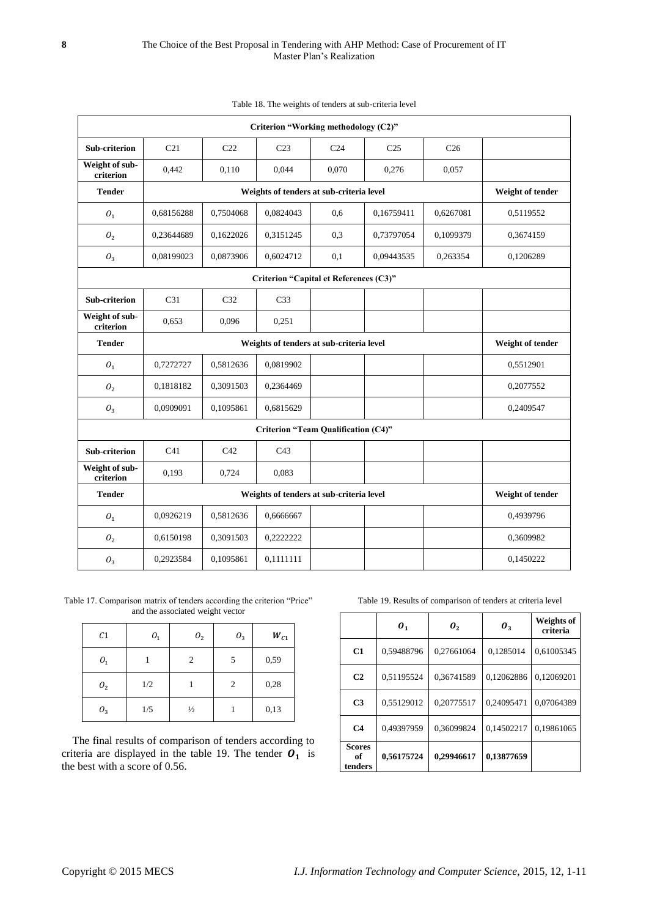Table 18. The weights of tenders at sub-criteria level

| Criterion "Working methodology (C2)" | | | | | | | |
|---|---|---|---|---|---|---|---|
| **Sub-criterion** | C21 | C22 | C23 | C24 | C25 | C26 | |
| **Weight of sub-criterion** | 0,442 | 0,110 | 0,044 | 0,070 | 0,276 | 0,057 | |
| **Tender** | **Weights of tenders at sub-criteria level** | | | | | | **Weight of tender** |
| $O_1$ | 0,68156288 | 0,7504068 | 0,0824043 | 0,6 | 0,16759411 | 0,6267081 | 0,5119552 |
| $O_2$ | 0,23644689 | 0,1622026 | 0,3151245 | 0,3 | 0,73797054 | 0,1099379 | 0,3674159 |
| $O_3$ | 0,08199023 | 0,0873906 | 0,6024712 | 0,1 | 0,09443535 | 0,263354 | 0,1206289 |
| **Criterion "Capital et References (C3)"** | | | | | | | |
| **Sub-criterion** | C31 | C32 | C33 | | | | |
| **Weight of sub-criterion** | 0,653 | 0,096 | 0,251 | | | | |
| **Tender** | **Weights of tenders at sub-criteria level** | | | | | | **Weight of tender** |
| $O_1$ | 0,7272727 | 0,5812636 | 0,0819902 | | | | 0,5512901 |
| $O_2$ | 0,1818182 | 0,3091503 | 0,2364469 | | | | 0,2077552 |
| $O_3$ | 0,0909091 | 0,1095861 | 0,6815629 | | | | 0,2409547 |
| **Criterion "Team Qualification (C4)"** | | | | | | | |
| **Sub-criterion** | C41 | C42 | C43 | | | | |
| **Weight of sub-criterion** | 0,193 | 0,724 | 0,083 | | | | |
| **Tender** | **Weights of tenders at sub-criteria level** | | | | | | **Weight of tender** |
| $O_1$ | 0,0926219 | 0,5812636 | 0,6666667 | | | | 0,4939796 |
| $O_2$ | 0,6150198 | 0,3091503 | 0,2222222 | | | | 0,3609982 |
| $O_3$ | 0,2923584 | 0,1095861 | 0,1111111 | | | | 0,1450222 |

Table 17. Comparison matrix of tenders according the criterion "Price" and the associated weight vector

| $C1$ | $O_1$ | $O_2$ | $O_3$ | $W_{C1}$ |
|---|---|---|---|---|
| $O_1$ | 1 | 2 | 5 | 0,59 |
| $O_2$ | 1/2 | 1 | 2 | 0,28 |
| $O_3$ | 1/5 | ½ | 1 | 0,13 |

The final results of comparison of tenders according to criteria are displayed in the table 19. The tender $\boldsymbol{O_1}$ is the best with a score of 0.56.

Table 19. Results of comparison of tenders at criteria level

| | $\boldsymbol{O_1}$ | $\boldsymbol{O_2}$ | $\boldsymbol{O_3}$ | **Weights of criteria** |
|---|---|---|---|---|
| **C1** | 0,59488796 | 0,27661064 | 0,1285014 | 0,61005345 |
| **C2** | 0,51195524 | 0,36741589 | 0,12062886 | 0,12069201 |
| **C3** | 0,55129012 | 0,20775517 | 0,24095471 | 0,07064389 |
| **C4** | 0,49397959 | 0,36099824 | 0,14502217 | 0,19861065 |
| **Scores of tenders** | **0,56175724** | **0,29946617** | **0,13877659** | |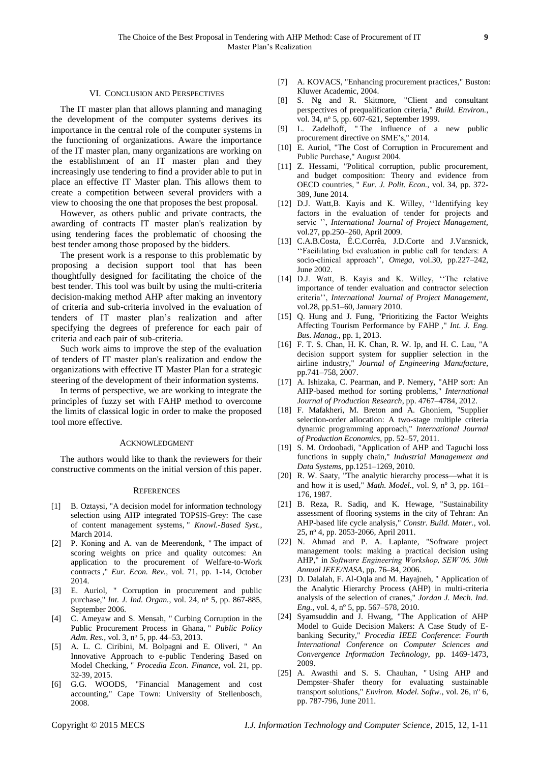## VI. Conclusion and Perspectives

The IT master plan that allows planning and managing the development of the computer systems derives its importance in the central role of the computer systems in the functioning of organizations. Aware the importance of the IT master plan, many organizations are working on the establishment of an IT master plan and they increasingly use tendering to find a provider able to put in place an effective IT Master plan. This allows them to create a competition between several providers with a view to choosing the one that proposes the best proposal.

However, as others public and private contracts, the awarding of contracts IT master plan's realization by using tendering faces the problematic of choosing the best tender among those proposed by the bidders.

The present work is a response to this problematic by proposing a decision support tool that has been thoughtfully designed for facilitating the choice of the best tender. This tool was built by using the multi-criteria decision-making method AHP after making an inventory of criteria and sub-criteria involved in the evaluation of tenders of IT master plan's realization and after specifying the degrees of preference for each pair of criteria and each pair of sub-criteria.

Such work aims to improve the step of the evaluation of tenders of IT master plan's realization and endow the organizations with effective IT Master Plan for a strategic steering of the development of their information systems.

In terms of perspective, we are working to integrate the principles of fuzzy set with FAHP method to overcome the limits of classical logic in order to make the proposed tool more effective.

## Acknowledgment

The authors would like to thank the reviewers for their constructive comments on the initial version of this paper.

## References

[1] B. Oztaysi, "A decision model for information technology selection using AHP integrated TOPSIS-Grey: The case of content management systems, " *Knowl.-Based Syst.*, March 2014.

[2] P. Koning and A. van de Meerendonk, " The impact of scoring weights on price and quality outcomes: An application to the procurement of Welfare-to-Work contracts ," *Eur. Econ. Rev.*, vol. 71, pp. 1-14, October 2014.

[3] E. Auriol, " Corruption in procurement and public purchase," *Int. J. Ind. Organ.*, vol. 24, nº 5, pp. 867-885, September 2006.

[4] C. Ameyaw and S. Mensah, " Curbing Corruption in the Public Procurement Process in Ghana, " *Public Policy Adm. Res.*, vol. 3, nº 5, pp. 44–53, 2013.

[5] A. L. C. Ciribini, M. Bolpagni and E. Oliveri, " An Innovative Approach to e-public Tendering Based on Model Checking, " *Procedia Econ. Finance*, vol. 21, pp. 32-39, 2015.

[6] G.G. WOODS, "Financial Management and cost accounting," Cape Town: University of Stellenbosch, 2008.

[7] A. KOVACS, "Enhancing procurement practices," Buston: Kluwer Academic, 2004.

[8] S. Ng and R. Skitmore, "Client and consultant perspectives of prequalification criteria," *Build. Environ.*, vol. 34, nº 5, pp. 607-621, September 1999.

[9] L. Zadelhoff, " The influence of a new public procurement directive on SME's," 2014.

[10] E. Auriol, "The Cost of Corruption in Procurement and Public Purchase," August 2004.

[11] Z. Hessami, "Political corruption, public procurement, and budget composition: Theory and evidence from OECD countries, " *Eur. J. Polit. Econ.*, vol. 34, pp. 372-389, June 2014.

[12] D.J. Watt,B. Kayis and K. Willey, ''Identifying key factors in the evaluation of tender for projects and servic '', *International Journal of Project Management*, vol.27, pp.250–260, April 2009.

[13] C.A.B.Costa, É.C.Corrêa, J.D.Corte and J.Vansnick, ''Facililating bid evaluation in public call for tenders: A socio-clinical approach'', *Omega*, vol.30, pp.227–242, June 2002.

[14] D.J. Watt, B. Kayis and K. Willey, ''The relative importance of tender evaluation and contractor selection criteria'', *International Journal of Project Management*, vol.28, pp.51–60, January 2010.

[15] Q. Hung and J. Fung, "Prioritizing the Factor Weights Affecting Tourism Performance by FAHP ," *Int. J. Eng. Bus. Manag.*, pp. 1, 2013.

[16] F. T. S. Chan, H. K. Chan, R. W. Ip, and H. C. Lau, "A decision support system for supplier selection in the airline industry," *Journal of Engineering Manufacture*, pp.741–758, 2007.

[17] A. Ishizaka, C. Pearman, and P. Nemery, "AHP sort: An AHP-based method for sorting problems," *International Journal of Production Research*, pp. 4767–4784, 2012.

[18] F. Mafakheri, M. Breton and A. Ghoniem, "Supplier selection-order allocation: A two-stage multiple criteria dynamic programming approach," *International Journal of Production Economics*, pp. 52–57, 2011.

[19] S. M. Ordoobadi, "Application of AHP and Taguchi loss functions in supply chain," *Industrial Management and Data Systems*, pp.1251–1269, 2010.

[20] R. W. Saaty, "The analytic hierarchy process—what it is and how it is used," *Math. Model.*, vol. 9, nº 3, pp. 161–176, 1987.

[21] B. Reza, R. Sadiq, and K. Hewage, "Sustainability assessment of flooring systems in the city of Tehran: An AHP-based life cycle analysis," *Constr. Build. Mater.*, vol. 25, nº 4, pp. 2053-2066, April 2011.

[22] N. Ahmad and P. A. Laplante, "Software project management tools: making a practical decision using AHP," in *Software Engineering Workshop, SEW'06. 30th Annual IEEE/NASA*, pp. 76–84, 2006.

[23] D. Dalalah, F. Al-Oqla and M. Hayajneh, " Application of the Analytic Hierarchy Process (AHP) in multi-criteria analysis of the selection of cranes," *Jordan J. Mech. Ind. Eng.*, vol. 4, nº 5, pp. 567–578, 2010.

[24] Syamsuddin and J. Hwang, "The Application of AHP Model to Guide Decision Makers: A Case Study of E-banking Security," *Procedia IEEE Conference*: *Fourth International Conference on Computer Sciences and Convergence Information Technology*, pp. 1469-1473, 2009.

[25] A. Awasthi and S. S. Chauhan, " Using AHP and Dempster–Shafer theory for evaluating sustainable transport solutions," *Environ. Model. Softw.*, vol. 26, nº 6, pp. 787-796, June 2011.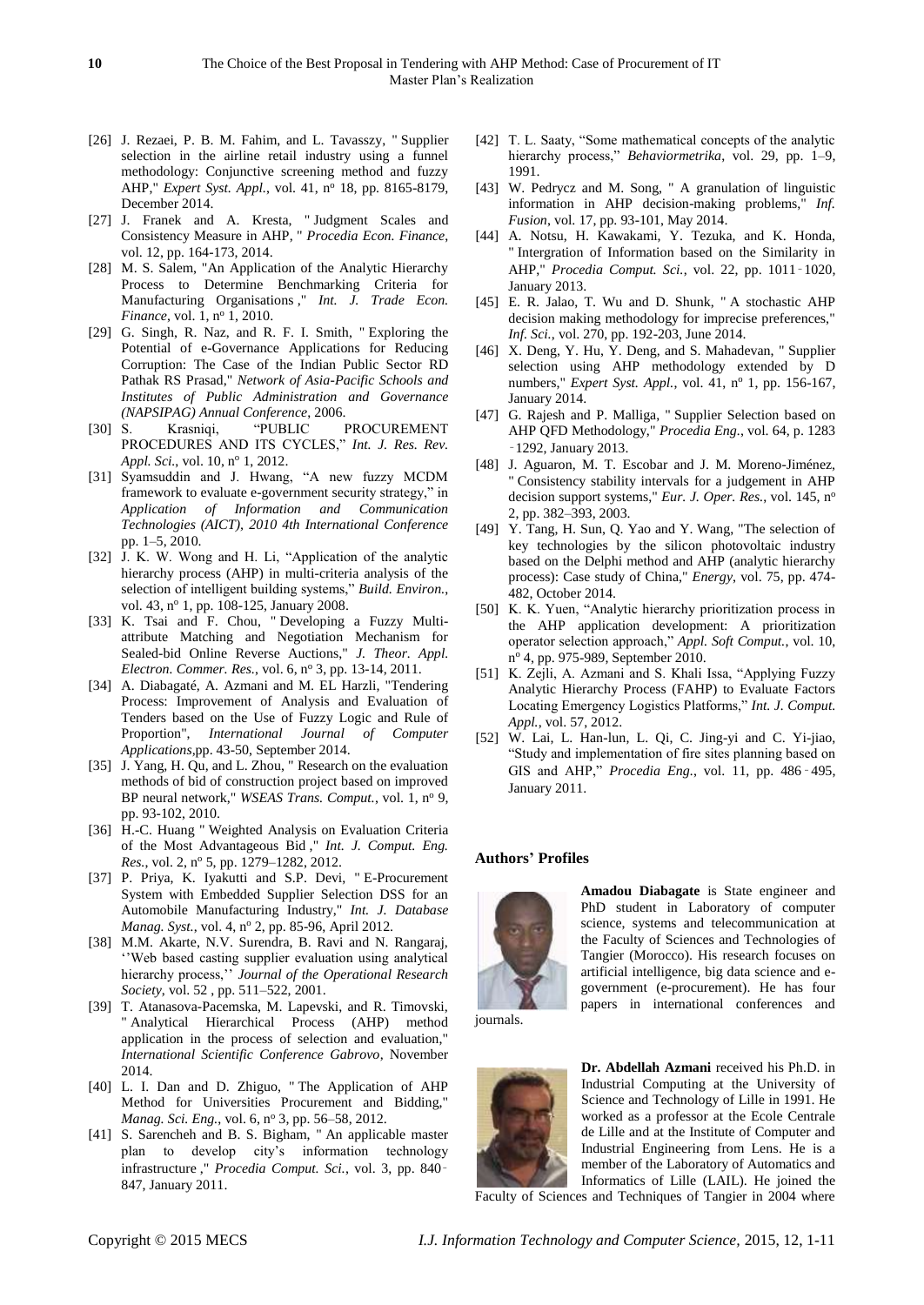[26] J. Rezaei, P. B. M. Fahim, and L. Tavasszy, " Supplier selection in the airline retail industry using a funnel methodology: Conjunctive screening method and fuzzy AHP," *Expert Syst. Appl.*, vol. 41, nº 18, pp. 8165-8179, December 2014.

[27] J. Franek and A. Kresta, " Judgment Scales and Consistency Measure in AHP, " *Procedia Econ. Finance*, vol. 12, pp. 164-173, 2014.

[28] M. S. Salem, "An Application of the Analytic Hierarchy Process to Determine Benchmarking Criteria for Manufacturing Organisations ," *Int. J. Trade Econ. Finance*, vol. 1, nº 1, 2010.

[29] G. Singh, R. Naz, and R. F. I. Smith, " Exploring the Potential of e-Governance Applications for Reducing Corruption: The Case of the Indian Public Sector RD Pathak RS Prasad," *Network of Asia-Pacific Schools and Institutes of Public Administration and Governance (NAPSIPAG) Annual Conference*, 2006.

[30] S. Krasniqi, "PUBLIC PROCUREMENT PROCEDURES AND ITS CYCLES," *Int. J. Res. Rev. Appl. Sci.*, vol. 10, nº 1, 2012.

[31] Syamsuddin and J. Hwang, "A new fuzzy MCDM framework to evaluate e-government security strategy," in *Application of Information and Communication Technologies (AICT), 2010 4th International Conference* pp. 1–5, 2010.

[32] J. K. W. Wong and H. Li, "Application of the analytic hierarchy process (AHP) in multi-criteria analysis of the selection of intelligent building systems," *Build. Environ.*, vol. 43, nº 1, pp. 108-125, January 2008.

[33] K. Tsai and F. Chou, " Developing a Fuzzy Multi-attribute Matching and Negotiation Mechanism for Sealed-bid Online Reverse Auctions," *J. Theor. Appl. Electron. Commer. Res.*, vol. 6, nº 3, pp. 13-14, 2011.

[34] A. Diabagaté, A. Azmani and M. EL Harzli, "Tendering Process: Improvement of Analysis and Evaluation of Tenders based on the Use of Fuzzy Logic and Rule of Proportion", *International Journal of Computer Applications*,pp. 43-50, September 2014.

[35] J. Yang, H. Qu, and L. Zhou, " Research on the evaluation methods of bid of construction project based on improved BP neural network," *WSEAS Trans. Comput.*, vol. 1, nº 9, pp. 93-102, 2010.

[36] H.-C. Huang " Weighted Analysis on Evaluation Criteria of the Most Advantageous Bid ," *Int. J. Comput. Eng. Res.*, vol. 2, nº 5, pp. 1279–1282, 2012.

[37] P. Priya, K. Iyakutti and S.P. Devi, " E-Procurement System with Embedded Supplier Selection DSS for an Automobile Manufacturing Industry," *Int. J. Database Manag. Syst.*, vol. 4, nº 2, pp. 85-96, April 2012.

[38] M.M. Akarte, N.V. Surendra, B. Ravi and N. Rangaraj, ''Web based casting supplier evaluation using analytical hierarchy process,'' *Journal of the Operational Research Society*, vol. 52 , pp. 511–522, 2001.

[39] T. Atanasova-Pacemska, M. Lapevski, and R. Timovski, " Analytical Hierarchical Process (AHP) method application in the process of selection and evaluation," *International Scientific Conference Gabrovo*, November 2014.

[40] L. I. Dan and D. Zhiguo, " The Application of AHP Method for Universities Procurement and Bidding," *Manag. Sci. Eng.*, vol. 6, nº 3, pp. 56–58, 2012.

[41] S. Sarencheh and B. S. Bigham, " An applicable master plan to develop city's information technology infrastructure ," *Procedia Comput. Sci.*, vol. 3, pp. 840-847, January 2011.

[42] T. L. Saaty, "Some mathematical concepts of the analytic hierarchy process," *Behaviormetrika*, vol. 29, pp. 1–9, 1991.

[43] W. Pedrycz and M. Song, " A granulation of linguistic information in AHP decision-making problems," *Inf. Fusion*, vol. 17, pp. 93-101, May 2014.

[44] A. Notsu, H. Kawakami, Y. Tezuka, and K. Honda, " Intergration of Information based on the Similarity in AHP," *Procedia Comput. Sci.*, vol. 22, pp. 1011-1020, January 2013.

[45] E. R. Jalao, T. Wu and D. Shunk, " A stochastic AHP decision making methodology for imprecise preferences," *Inf. Sci.*, vol. 270, pp. 192-203, June 2014.

[46] X. Deng, Y. Hu, Y. Deng, and S. Mahadevan, " Supplier selection using AHP methodology extended by D numbers," *Expert Syst. Appl.*, vol. 41, nº 1, pp. 156-167, January 2014.

[47] G. Rajesh and P. Malliga, " Supplier Selection based on AHP QFD Methodology," *Procedia Eng.*, vol. 64, p. 1283-1292, January 2013.

[48] J. Aguaron, M. T. Escobar and J. M. Moreno-Jiménez, " Consistency stability intervals for a judgement in AHP decision support systems," *Eur. J. Oper. Res.*, vol. 145, nº 2, pp. 382–393, 2003.

[49] Y. Tang, H. Sun, Q. Yao and Y. Wang, "The selection of key technologies by the silicon photovoltaic industry based on the Delphi method and AHP (analytic hierarchy process): Case study of China," *Energy*, vol. 75, pp. 474-482, October 2014.

[50] K. K. Yuen, "Analytic hierarchy prioritization process in the AHP application development: A prioritization operator selection approach," *Appl. Soft Comput.*, vol. 10, nº 4, pp. 975-989, September 2010.

[51] K. Zejli, A. Azmani and S. Khali Issa, "Applying Fuzzy Analytic Hierarchy Process (FAHP) to Evaluate Factors Locating Emergency Logistics Platforms," *Int. J. Comput. Appl.*, vol. 57, 2012.

[52] W. Lai, L. Han-lun, L. Qi, C. Jing-yi and C. Yi-jiao, "Study and implementation of fire sites planning based on GIS and AHP," *Procedia Eng.*, vol. 11, pp. 486-495, January 2011.

## Authors' Profiles

**Amadou Diabagate** is State engineer and PhD student in Laboratory of computer science, systems and telecommunication at the Faculty of Sciences and Technologies of Tangier (Morocco). His research focuses on artificial intelligence, big data science and e-government (e-procurement). He has four papers in international conferences and journals.

**Dr. Abdellah Azmani** received his Ph.D. in Industrial Computing at the University of Science and Technology of Lille in 1991. He worked as a professor at the Ecole Centrale de Lille and at the Institute of Computer and Industrial Engineering from Lens. He is a member of the Laboratory of Automatics and Informatics of Lille (LAIL). He joined the Faculty of Sciences and Techniques of Tangier in 2004 where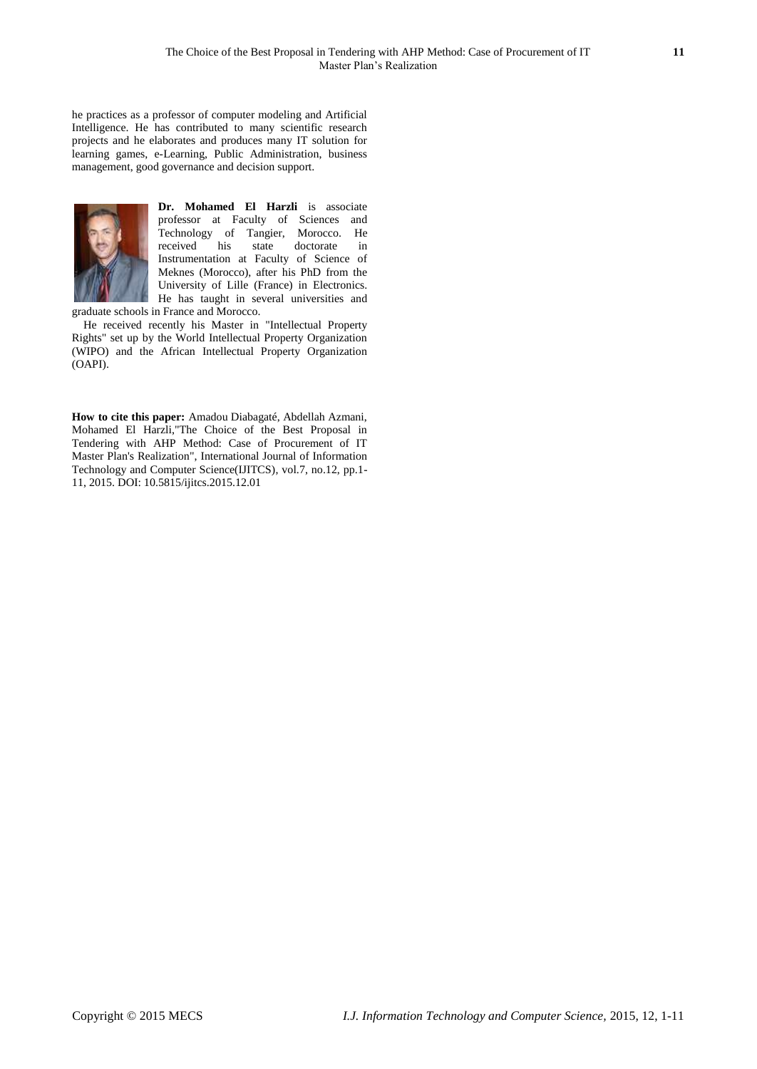he practices as a professor of computer modeling and Artificial Intelligence. He has contributed to many scientific research projects and he elaborates and produces many IT solution for learning games, e-Learning, Public Administration, business management, good governance and decision support.

**Dr. Mohamed El Harzli** is associate professor at Faculty of Sciences and Technology of Tangier, Morocco. He received his state doctorate in Instrumentation at Faculty of Science of Meknes (Morocco), after his PhD from the University of Lille (France) in Electronics. He has taught in several universities and graduate schools in France and Morocco.

He received recently his Master in "Intellectual Property Rights" set up by the World Intellectual Property Organization (WIPO) and the African Intellectual Property Organization (OAPI).

**How to cite this paper:** Amadou Diabagaté, Abdellah Azmani, Mohamed El Harzli,"The Choice of the Best Proposal in Tendering with AHP Method: Case of Procurement of IT Master Plan's Realization", International Journal of Information Technology and Computer Science(IJITCS), vol.7, no.12, pp.1-11, 2015. DOI: 10.5815/ijitcs.2015.12.01